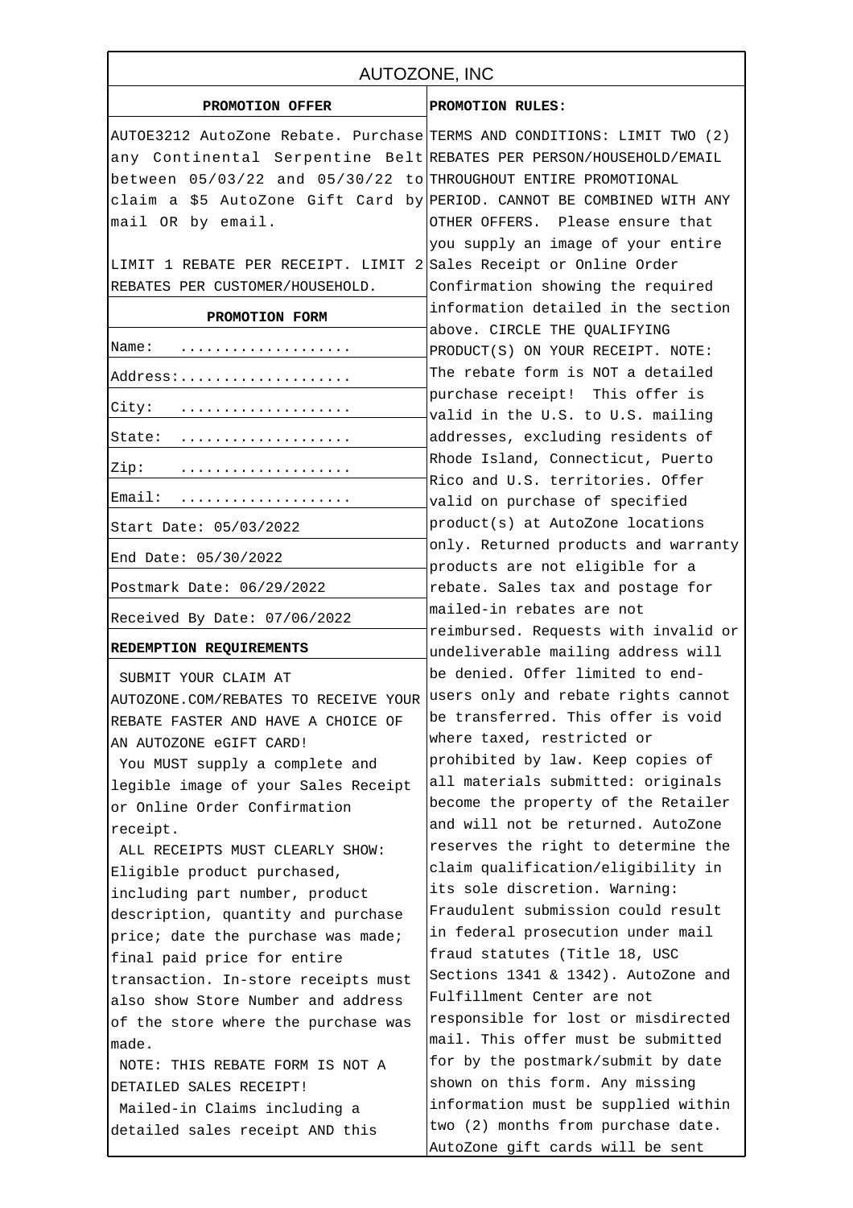# AUTOZONE, INC

## PROMOTION OFFER

AUTOE3212 AutoZone Rebate. Purchase any Continental Serpentine Belt between 05/03/22 and 05/30/22 to claim a $5 AutoZone Gift Card by mail OR by email.

LIMIT 1 REBATE PER RECEIPT. LIMIT 2 REBATES PER CUSTOMER/HOUSEHOLD.

## PROMOTION FORM

Name: ....................

Address:....................

City: ....................

State: ....................

Zip: ....................

Email: ....................

Start Date: 05/03/2022

End Date: 05/30/2022

Postmark Date: 06/29/2022

Received By Date: 07/06/2022

## REDEMPTION REQUIREMENTS

SUBMIT YOUR CLAIM AT AUTOZONE.COM/REBATES TO RECEIVE YOUR REBATE FASTER AND HAVE A CHOICE OF AN AUTOZONE eGIFT CARD!

You MUST supply a complete and legible image of your Sales Receipt or Online Order Confirmation receipt.

ALL RECEIPTS MUST CLEARLY SHOW: Eligible product purchased, including part number, product description, quantity and purchase price; date the purchase was made; final paid price for entire transaction. In-store receipts must also show Store Number and address of the store where the purchase was made.

NOTE: THIS REBATE FORM IS NOT A DETAILED SALES RECEIPT!

Mailed-in Claims including a detailed sales receipt AND this

## PROMOTION RULES:

TERMS AND CONDITIONS: LIMIT TWO (2) REBATES PER PERSON/HOUSEHOLD/EMAIL THROUGHOUT ENTIRE PROMOTIONAL PERIOD. CANNOT BE COMBINED WITH ANY OTHER OFFERS. Please ensure that you supply an image of your entire Sales Receipt or Online Order Confirmation showing the required information detailed in the section above. CIRCLE THE QUALIFYING PRODUCT(S) ON YOUR RECEIPT. NOTE: The rebate form is NOT a detailed purchase receipt! This offer is valid in the U.S. to U.S. mailing addresses, excluding residents of Rhode Island, Connecticut, Puerto Rico and U.S. territories. Offer valid on purchase of specified product(s) at AutoZone locations only. Returned products and warranty products are not eligible for a rebate. Sales tax and postage for mailed-in rebates are not reimbursed. Requests with invalid or undeliverable mailing address will be denied. Offer limited to end-users only and rebate rights cannot be transferred. This offer is void where taxed, restricted or prohibited by law. Keep copies of all materials submitted: originals become the property of the Retailer and will not be returned. AutoZone reserves the right to determine the claim qualification/eligibility in its sole discretion. Warning: Fraudulent submission could result in federal prosecution under mail fraud statutes (Title 18, USC Sections 1341 & 1342). AutoZone and Fulfillment Center are not responsible for lost or misdirected mail. This offer must be submitted for by the postmark/submit by date shown on this form. Any missing information must be supplied within two (2) months from purchase date. AutoZone gift cards will be sent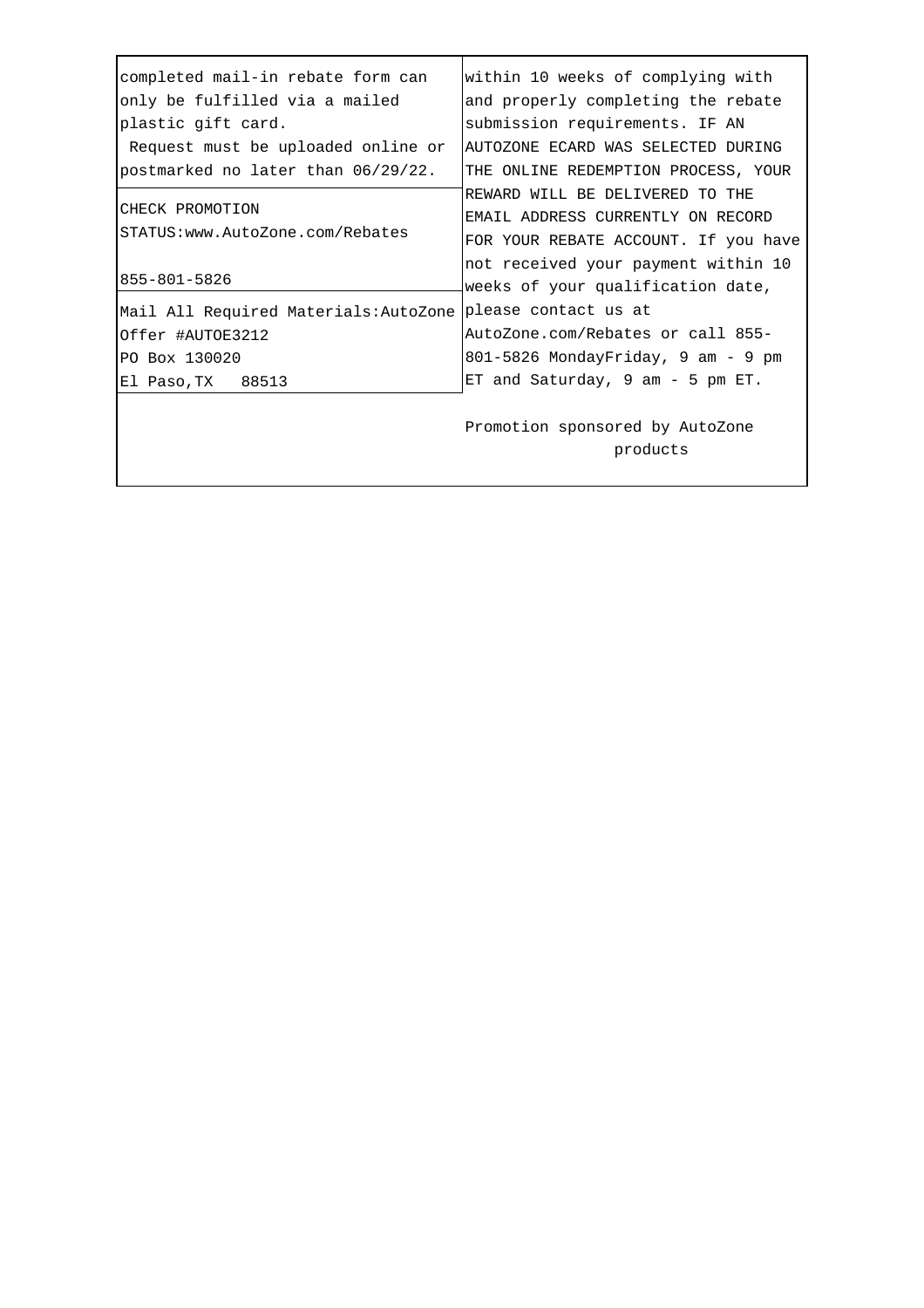completed mail-in rebate form can only be fulfilled via a mailed plastic gift card.

Request must be uploaded online or postmarked no later than 06/29/22.

CHECK PROMOTION STATUS:www.AutoZone.com/Rebates

855-801-5826

Mail All Required Materials:AutoZone Offer #AUTOE3212
PO Box 130020
El Paso,TX 88513

within 10 weeks of complying with and properly completing the rebate submission requirements. IF AN AUTOZONE ECARD WAS SELECTED DURING THE ONLINE REDEMPTION PROCESS, YOUR REWARD WILL BE DELIVERED TO THE EMAIL ADDRESS CURRENTLY ON RECORD FOR YOUR REBATE ACCOUNT. If you have not received your payment within 10 weeks of your qualification date, please contact us at AutoZone.com/Rebates or call 855-801-5826 MondayFriday, 9 am - 9 pm ET and Saturday, 9 am - 5 pm ET.

Promotion sponsored by AutoZone products